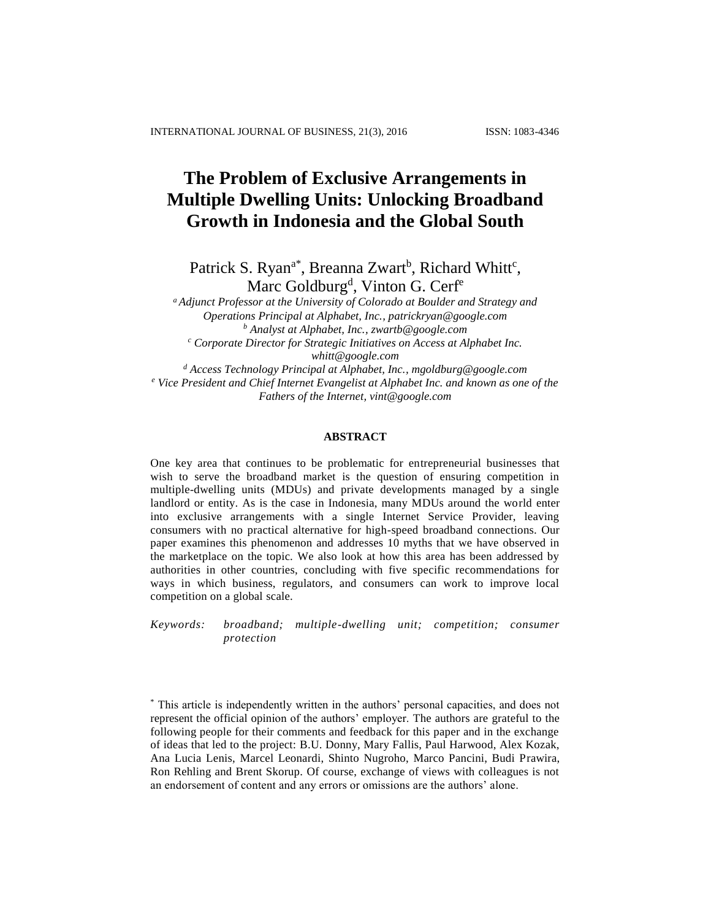# The Problem of Exclusive Arrangements in Multiple Dwelling Units: Unlocking Broadband Growth in Indonesia and the Global South

Patrick S. Ryan[a*], Breanna Zwart[b], Richard Whitt[c], Marc Goldburg[d], Vinton G. Cerf[e]

[a] *Adjunct Professor at the University of Colorado at Boulder and Strategy and Operations Principal at Alphabet, Inc., patrickryan@google.com*
[b] *Analyst at Alphabet, Inc., zwartb@google.com*
[c] *Corporate Director for Strategic Initiatives on Access at Alphabet Inc. whitt@google.com*
[d] *Access Technology Principal at Alphabet, Inc., mgoldburg@google.com*
[e] *Vice President and Chief Internet Evangelist at Alphabet Inc. and known as one of the Fathers of the Internet, vint@google.com*

**ABSTRACT**

One key area that continues to be problematic for entrepreneurial businesses that wish to serve the broadband market is the question of ensuring competition in multiple-dwelling units (MDUs) and private developments managed by a single landlord or entity. As is the case in Indonesia, many MDUs around the world enter into exclusive arrangements with a single Internet Service Provider, leaving consumers with no practical alternative for high-speed broadband connections. Our paper examines this phenomenon and addresses 10 myths that we have observed in the marketplace on the topic. We also look at how this area has been addressed by authorities in other countries, concluding with five specific recommendations for ways in which business, regulators, and consumers can work to improve local competition on a global scale.

*Keywords:* *broadband; multiple-dwelling unit; competition; consumer protection*

[*] This article is independently written in the authors' personal capacities, and does not represent the official opinion of the authors' employer. The authors are grateful to the following people for their comments and feedback for this paper and in the exchange of ideas that led to the project: B.U. Donny, Mary Fallis, Paul Harwood, Alex Kozak, Ana Lucia Lenis, Marcel Leonardi, Shinto Nugroho, Marco Pancini, Budi Prawira, Ron Rehling and Brent Skorup. Of course, exchange of views with colleagues is not an endorsement of content and any errors or omissions are the authors' alone.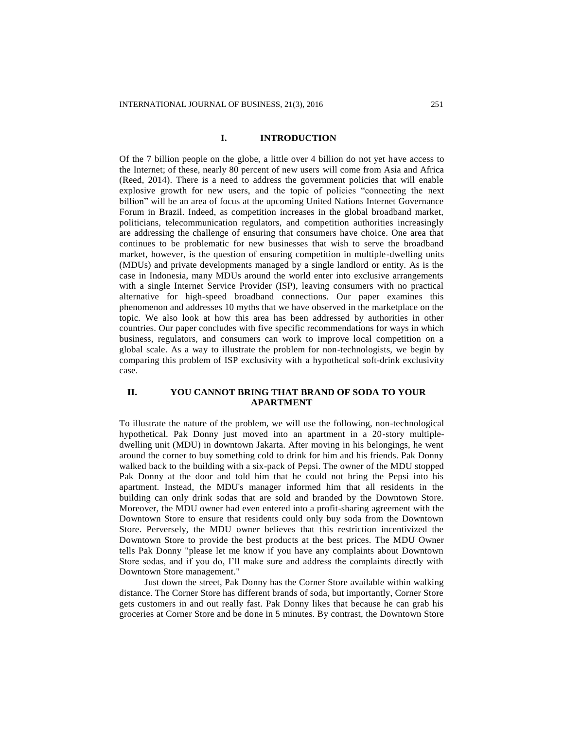## I. INTRODUCTION

Of the 7 billion people on the globe, a little over 4 billion do not yet have access to the Internet; of these, nearly 80 percent of new users will come from Asia and Africa (Reed, 2014). There is a need to address the government policies that will enable explosive growth for new users, and the topic of policies "connecting the next billion" will be an area of focus at the upcoming United Nations Internet Governance Forum in Brazil. Indeed, as competition increases in the global broadband market, politicians, telecommunication regulators, and competition authorities increasingly are addressing the challenge of ensuring that consumers have choice. One area that continues to be problematic for new businesses that wish to serve the broadband market, however, is the question of ensuring competition in multiple-dwelling units (MDUs) and private developments managed by a single landlord or entity. As is the case in Indonesia, many MDUs around the world enter into exclusive arrangements with a single Internet Service Provider (ISP), leaving consumers with no practical alternative for high-speed broadband connections. Our paper examines this phenomenon and addresses 10 myths that we have observed in the marketplace on the topic. We also look at how this area has been addressed by authorities in other countries. Our paper concludes with five specific recommendations for ways in which business, regulators, and consumers can work to improve local competition on a global scale. As a way to illustrate the problem for non-technologists, we begin by comparing this problem of ISP exclusivity with a hypothetical soft-drink exclusivity case.

## II. YOU CANNOT BRING THAT BRAND OF SODA TO YOUR APARTMENT

To illustrate the nature of the problem, we will use the following, non-technological hypothetical. Pak Donny just moved into an apartment in a 20-story multiple-dwelling unit (MDU) in downtown Jakarta. After moving in his belongings, he went around the corner to buy something cold to drink for him and his friends. Pak Donny walked back to the building with a six-pack of Pepsi. The owner of the MDU stopped Pak Donny at the door and told him that he could not bring the Pepsi into his apartment. Instead, the MDU's manager informed him that all residents in the building can only drink sodas that are sold and branded by the Downtown Store. Moreover, the MDU owner had even entered into a profit-sharing agreement with the Downtown Store to ensure that residents could only buy soda from the Downtown Store. Perversely, the MDU owner believes that this restriction incentivized the Downtown Store to provide the best products at the best prices. The MDU Owner tells Pak Donny "please let me know if you have any complaints about Downtown Store sodas, and if you do, I'll make sure and address the complaints directly with Downtown Store management."

Just down the street, Pak Donny has the Corner Store available within walking distance. The Corner Store has different brands of soda, but importantly, Corner Store gets customers in and out really fast. Pak Donny likes that because he can grab his groceries at Corner Store and be done in 5 minutes. By contrast, the Downtown Store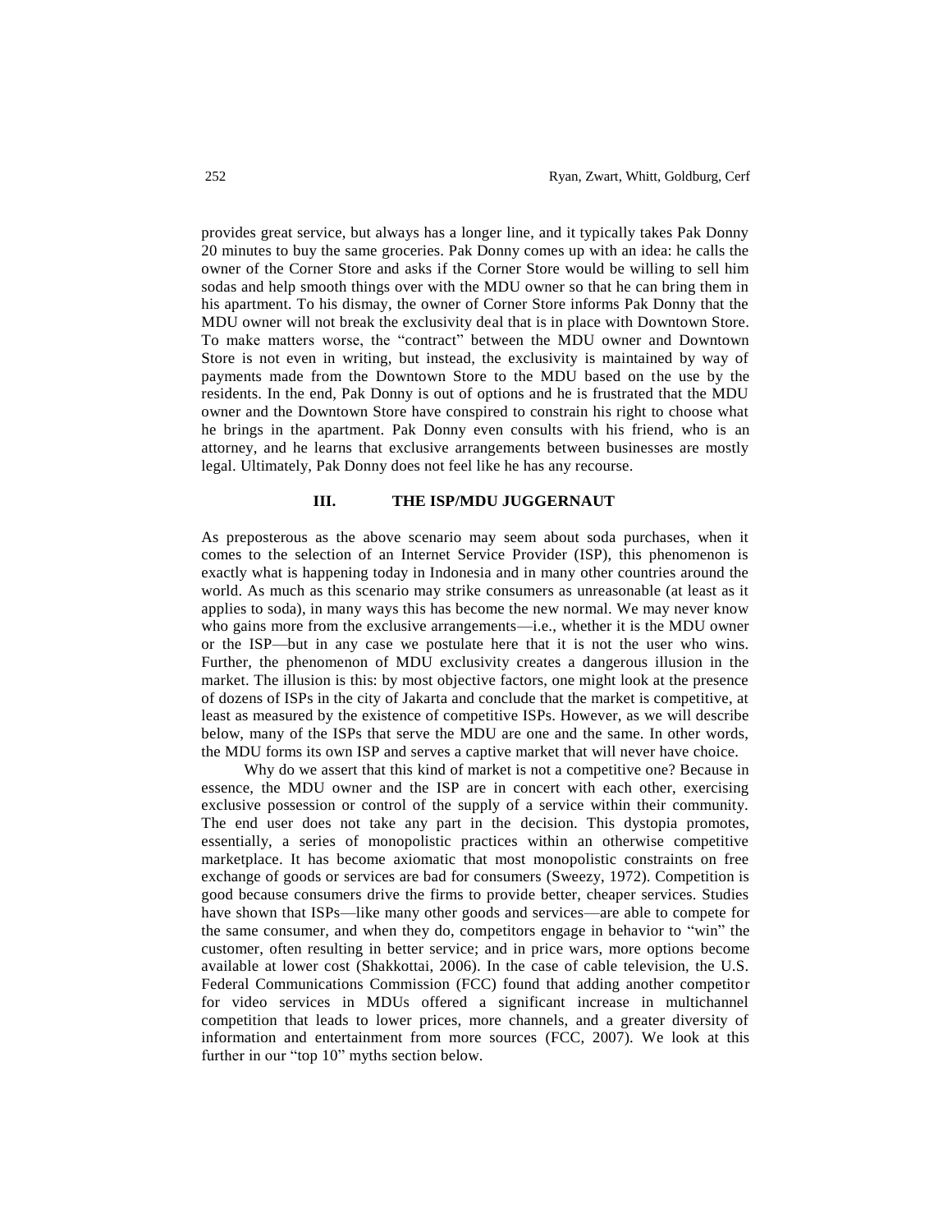provides great service, but always has a longer line, and it typically takes Pak Donny 20 minutes to buy the same groceries. Pak Donny comes up with an idea: he calls the owner of the Corner Store and asks if the Corner Store would be willing to sell him sodas and help smooth things over with the MDU owner so that he can bring them in his apartment. To his dismay, the owner of Corner Store informs Pak Donny that the MDU owner will not break the exclusivity deal that is in place with Downtown Store. To make matters worse, the "contract" between the MDU owner and Downtown Store is not even in writing, but instead, the exclusivity is maintained by way of payments made from the Downtown Store to the MDU based on the use by the residents. In the end, Pak Donny is out of options and he is frustrated that the MDU owner and the Downtown Store have conspired to constrain his right to choose what he brings in the apartment. Pak Donny even consults with his friend, who is an attorney, and he learns that exclusive arrangements between businesses are mostly legal. Ultimately, Pak Donny does not feel like he has any recourse.

## III. THE ISP/MDU JUGGERNAUT

As preposterous as the above scenario may seem about soda purchases, when it comes to the selection of an Internet Service Provider (ISP), this phenomenon is exactly what is happening today in Indonesia and in many other countries around the world. As much as this scenario may strike consumers as unreasonable (at least as it applies to soda), in many ways this has become the new normal. We may never know who gains more from the exclusive arrangements—i.e., whether it is the MDU owner or the ISP—but in any case we postulate here that it is not the user who wins. Further, the phenomenon of MDU exclusivity creates a dangerous illusion in the market. The illusion is this: by most objective factors, one might look at the presence of dozens of ISPs in the city of Jakarta and conclude that the market is competitive, at least as measured by the existence of competitive ISPs. However, as we will describe below, many of the ISPs that serve the MDU are one and the same. In other words, the MDU forms its own ISP and serves a captive market that will never have choice.

Why do we assert that this kind of market is not a competitive one? Because in essence, the MDU owner and the ISP are in concert with each other, exercising exclusive possession or control of the supply of a service within their community. The end user does not take any part in the decision. This dystopia promotes, essentially, a series of monopolistic practices within an otherwise competitive marketplace. It has become axiomatic that most monopolistic constraints on free exchange of goods or services are bad for consumers (Sweezy, 1972). Competition is good because consumers drive the firms to provide better, cheaper services. Studies have shown that ISPs—like many other goods and services—are able to compete for the same consumer, and when they do, competitors engage in behavior to "win" the customer, often resulting in better service; and in price wars, more options become available at lower cost (Shakkottai, 2006). In the case of cable television, the U.S. Federal Communications Commission (FCC) found that adding another competitor for video services in MDUs offered a significant increase in multichannel competition that leads to lower prices, more channels, and a greater diversity of information and entertainment from more sources (FCC, 2007). We look at this further in our "top 10" myths section below.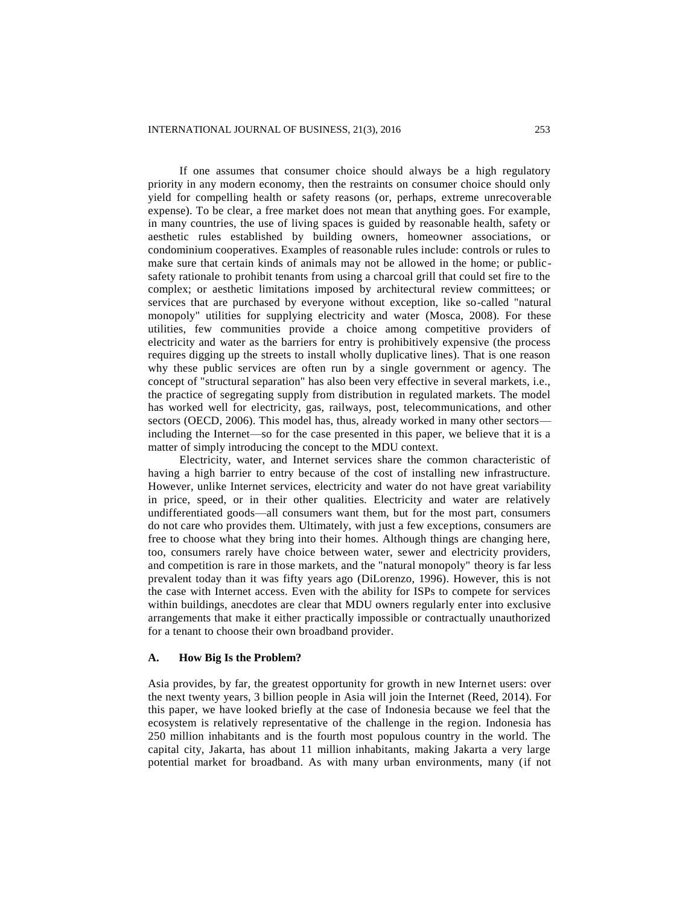If one assumes that consumer choice should always be a high regulatory priority in any modern economy, then the restraints on consumer choice should only yield for compelling health or safety reasons (or, perhaps, extreme unrecoverable expense). To be clear, a free market does not mean that anything goes. For example, in many countries, the use of living spaces is guided by reasonable health, safety or aesthetic rules established by building owners, homeowner associations, or condominium cooperatives. Examples of reasonable rules include: controls or rules to make sure that certain kinds of animals may not be allowed in the home; or public-safety rationale to prohibit tenants from using a charcoal grill that could set fire to the complex; or aesthetic limitations imposed by architectural review committees; or services that are purchased by everyone without exception, like so-called "natural monopoly" utilities for supplying electricity and water (Mosca, 2008). For these utilities, few communities provide a choice among competitive providers of electricity and water as the barriers for entry is prohibitively expensive (the process requires digging up the streets to install wholly duplicative lines). That is one reason why these public services are often run by a single government or agency. The concept of "structural separation" has also been very effective in several markets, i.e., the practice of segregating supply from distribution in regulated markets. The model has worked well for electricity, gas, railways, post, telecommunications, and other sectors (OECD, 2006). This model has, thus, already worked in many other sectors—including the Internet—so for the case presented in this paper, we believe that it is a matter of simply introducing the concept to the MDU context.

Electricity, water, and Internet services share the common characteristic of having a high barrier to entry because of the cost of installing new infrastructure. However, unlike Internet services, electricity and water do not have great variability in price, speed, or in their other qualities. Electricity and water are relatively undifferentiated goods—all consumers want them, but for the most part, consumers do not care who provides them. Ultimately, with just a few exceptions, consumers are free to choose what they bring into their homes. Although things are changing here, too, consumers rarely have choice between water, sewer and electricity providers, and competition is rare in those markets, and the "natural monopoly" theory is far less prevalent today than it was fifty years ago (DiLorenzo, 1996). However, this is not the case with Internet access. Even with the ability for ISPs to compete for services within buildings, anecdotes are clear that MDU owners regularly enter into exclusive arrangements that make it either practically impossible or contractually unauthorized for a tenant to choose their own broadband provider.

### A. How Big Is the Problem?

Asia provides, by far, the greatest opportunity for growth in new Internet users: over the next twenty years, 3 billion people in Asia will join the Internet (Reed, 2014). For this paper, we have looked briefly at the case of Indonesia because we feel that the ecosystem is relatively representative of the challenge in the region. Indonesia has 250 million inhabitants and is the fourth most populous country in the world. The capital city, Jakarta, has about 11 million inhabitants, making Jakarta a very large potential market for broadband. As with many urban environments, many (if not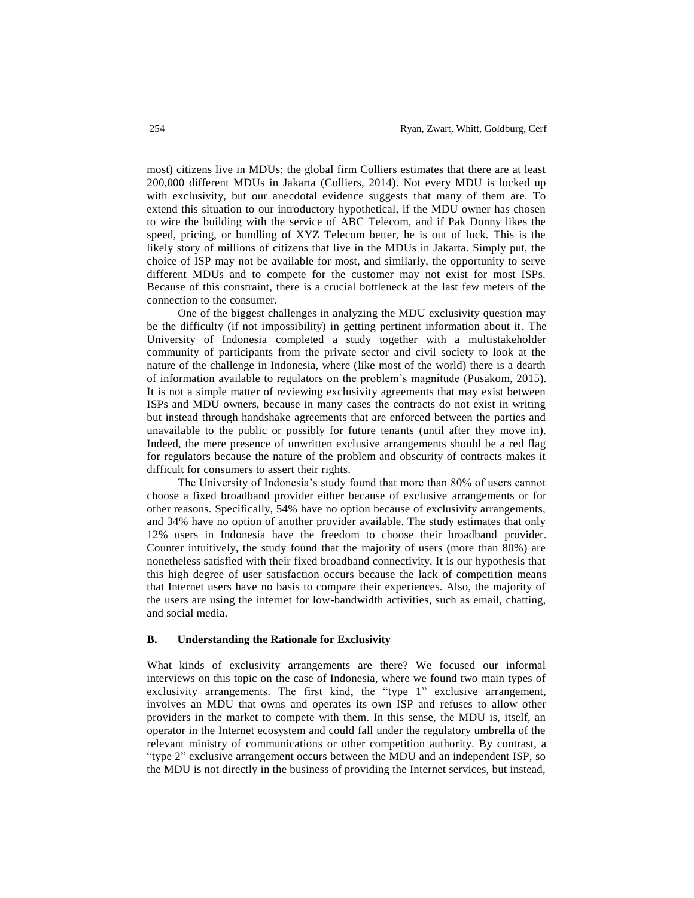most) citizens live in MDUs; the global firm Colliers estimates that there are at least 200,000 different MDUs in Jakarta (Colliers, 2014). Not every MDU is locked up with exclusivity, but our anecdotal evidence suggests that many of them are. To extend this situation to our introductory hypothetical, if the MDU owner has chosen to wire the building with the service of ABC Telecom, and if Pak Donny likes the speed, pricing, or bundling of XYZ Telecom better, he is out of luck. This is the likely story of millions of citizens that live in the MDUs in Jakarta. Simply put, the choice of ISP may not be available for most, and similarly, the opportunity to serve different MDUs and to compete for the customer may not exist for most ISPs. Because of this constraint, there is a crucial bottleneck at the last few meters of the connection to the consumer.

One of the biggest challenges in analyzing the MDU exclusivity question may be the difficulty (if not impossibility) in getting pertinent information about it. The University of Indonesia completed a study together with a multistakeholder community of participants from the private sector and civil society to look at the nature of the challenge in Indonesia, where (like most of the world) there is a dearth of information available to regulators on the problem's magnitude (Pusakom, 2015). It is not a simple matter of reviewing exclusivity agreements that may exist between ISPs and MDU owners, because in many cases the contracts do not exist in writing but instead through handshake agreements that are enforced between the parties and unavailable to the public or possibly for future tenants (until after they move in). Indeed, the mere presence of unwritten exclusive arrangements should be a red flag for regulators because the nature of the problem and obscurity of contracts makes it difficult for consumers to assert their rights.

The University of Indonesia's study found that more than 80% of users cannot choose a fixed broadband provider either because of exclusive arrangements or for other reasons. Specifically, 54% have no option because of exclusivity arrangements, and 34% have no option of another provider available. The study estimates that only 12% users in Indonesia have the freedom to choose their broadband provider. Counter intuitively, the study found that the majority of users (more than 80%) are nonetheless satisfied with their fixed broadband connectivity. It is our hypothesis that this high degree of user satisfaction occurs because the lack of competition means that Internet users have no basis to compare their experiences. Also, the majority of the users are using the internet for low-bandwidth activities, such as email, chatting, and social media.

### B. Understanding the Rationale for Exclusivity

What kinds of exclusivity arrangements are there? We focused our informal interviews on this topic on the case of Indonesia, where we found two main types of exclusivity arrangements. The first kind, the "type 1" exclusive arrangement, involves an MDU that owns and operates its own ISP and refuses to allow other providers in the market to compete with them. In this sense, the MDU is, itself, an operator in the Internet ecosystem and could fall under the regulatory umbrella of the relevant ministry of communications or other competition authority. By contrast, a "type 2" exclusive arrangement occurs between the MDU and an independent ISP, so the MDU is not directly in the business of providing the Internet services, but instead,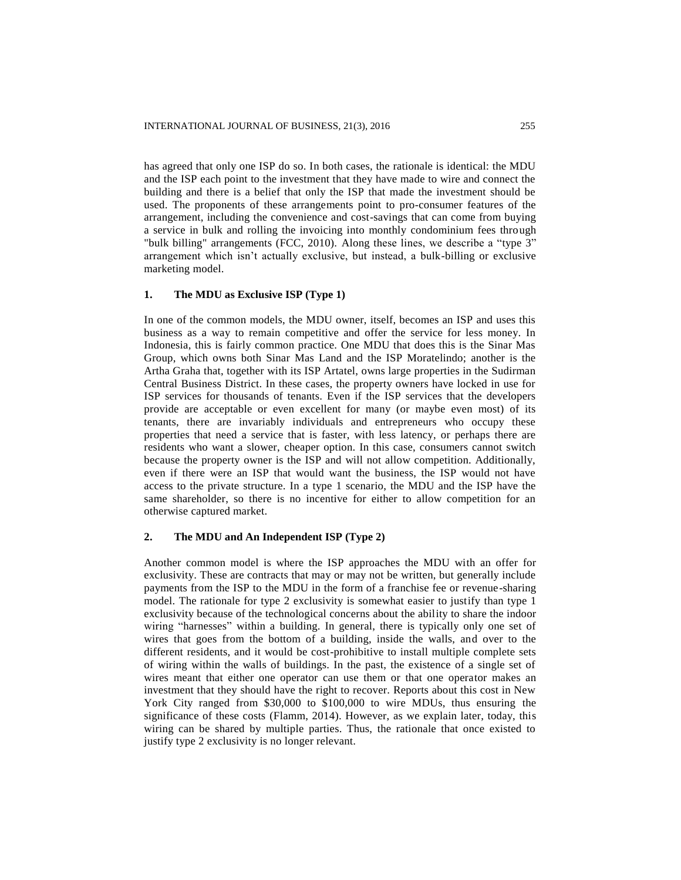has agreed that only one ISP do so. In both cases, the rationale is identical: the MDU and the ISP each point to the investment that they have made to wire and connect the building and there is a belief that only the ISP that made the investment should be used. The proponents of these arrangements point to pro-consumer features of the arrangement, including the convenience and cost-savings that can come from buying a service in bulk and rolling the invoicing into monthly condominium fees through "bulk billing" arrangements (FCC, 2010). Along these lines, we describe a "type 3" arrangement which isn't actually exclusive, but instead, a bulk-billing or exclusive marketing model.

### 1. The MDU as Exclusive ISP (Type 1)

In one of the common models, the MDU owner, itself, becomes an ISP and uses this business as a way to remain competitive and offer the service for less money. In Indonesia, this is fairly common practice. One MDU that does this is the Sinar Mas Group, which owns both Sinar Mas Land and the ISP Moratelindo; another is the Artha Graha that, together with its ISP Artatel, owns large properties in the Sudirman Central Business District. In these cases, the property owners have locked in use for ISP services for thousands of tenants. Even if the ISP services that the developers provide are acceptable or even excellent for many (or maybe even most) of its tenants, there are invariably individuals and entrepreneurs who occupy these properties that need a service that is faster, with less latency, or perhaps there are residents who want a slower, cheaper option. In this case, consumers cannot switch because the property owner is the ISP and will not allow competition. Additionally, even if there were an ISP that would want the business, the ISP would not have access to the private structure. In a type 1 scenario, the MDU and the ISP have the same shareholder, so there is no incentive for either to allow competition for an otherwise captured market.

### 2. The MDU and An Independent ISP (Type 2)

Another common model is where the ISP approaches the MDU with an offer for exclusivity. These are contracts that may or may not be written, but generally include payments from the ISP to the MDU in the form of a franchise fee or revenue-sharing model. The rationale for type 2 exclusivity is somewhat easier to justify than type 1 exclusivity because of the technological concerns about the ability to share the indoor wiring "harnesses" within a building. In general, there is typically only one set of wires that goes from the bottom of a building, inside the walls, and over to the different residents, and it would be cost-prohibitive to install multiple complete sets of wiring within the walls of buildings. In the past, the existence of a single set of wires meant that either one operator can use them or that one operator makes an investment that they should have the right to recover. Reports about this cost in New York City ranged from $30,000 to $100,000 to wire MDUs, thus ensuring the significance of these costs (Flamm, 2014). However, as we explain later, today, this wiring can be shared by multiple parties. Thus, the rationale that once existed to justify type 2 exclusivity is no longer relevant.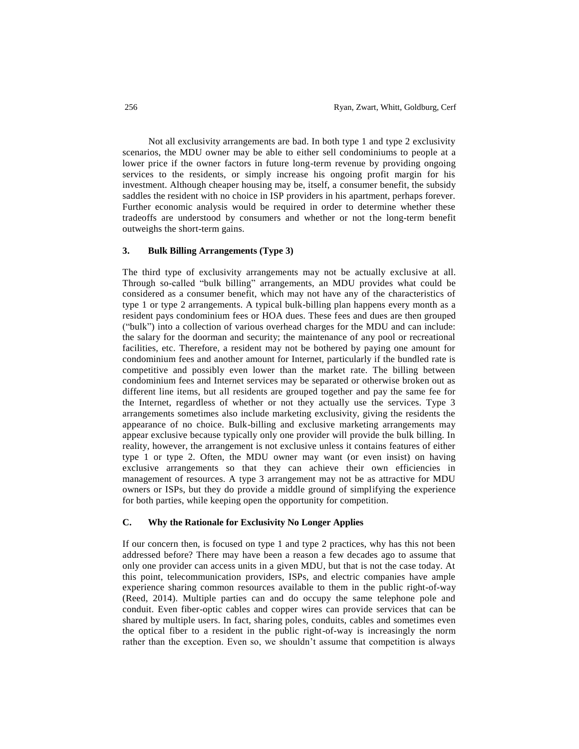Not all exclusivity arrangements are bad. In both type 1 and type 2 exclusivity scenarios, the MDU owner may be able to either sell condominiums to people at a lower price if the owner factors in future long-term revenue by providing ongoing services to the residents, or simply increase his ongoing profit margin for his investment. Although cheaper housing may be, itself, a consumer benefit, the subsidy saddles the resident with no choice in ISP providers in his apartment, perhaps forever. Further economic analysis would be required in order to determine whether these tradeoffs are understood by consumers and whether or not the long-term benefit outweighs the short-term gains.

### 3. Bulk Billing Arrangements (Type 3)

The third type of exclusivity arrangements may not be actually exclusive at all. Through so-called "bulk billing" arrangements, an MDU provides what could be considered as a consumer benefit, which may not have any of the characteristics of type 1 or type 2 arrangements. A typical bulk-billing plan happens every month as a resident pays condominium fees or HOA dues. These fees and dues are then grouped ("bulk") into a collection of various overhead charges for the MDU and can include: the salary for the doorman and security; the maintenance of any pool or recreational facilities, etc. Therefore, a resident may not be bothered by paying one amount for condominium fees and another amount for Internet, particularly if the bundled rate is competitive and possibly even lower than the market rate. The billing between condominium fees and Internet services may be separated or otherwise broken out as different line items, but all residents are grouped together and pay the same fee for the Internet, regardless of whether or not they actually use the services. Type 3 arrangements sometimes also include marketing exclusivity, giving the residents the appearance of no choice. Bulk-billing and exclusive marketing arrangements may appear exclusive because typically only one provider will provide the bulk billing. In reality, however, the arrangement is not exclusive unless it contains features of either type 1 or type 2. Often, the MDU owner may want (or even insist) on having exclusive arrangements so that they can achieve their own efficiencies in management of resources. A type 3 arrangement may not be as attractive for MDU owners or ISPs, but they do provide a middle ground of simplifying the experience for both parties, while keeping open the opportunity for competition.

## C. Why the Rationale for Exclusivity No Longer Applies

If our concern then, is focused on type 1 and type 2 practices, why has this not been addressed before? There may have been a reason a few decades ago to assume that only one provider can access units in a given MDU, but that is not the case today. At this point, telecommunication providers, ISPs, and electric companies have ample experience sharing common resources available to them in the public right-of-way (Reed, 2014). Multiple parties can and do occupy the same telephone pole and conduit. Even fiber-optic cables and copper wires can provide services that can be shared by multiple users. In fact, sharing poles, conduits, cables and sometimes even the optical fiber to a resident in the public right-of-way is increasingly the norm rather than the exception. Even so, we shouldn't assume that competition is always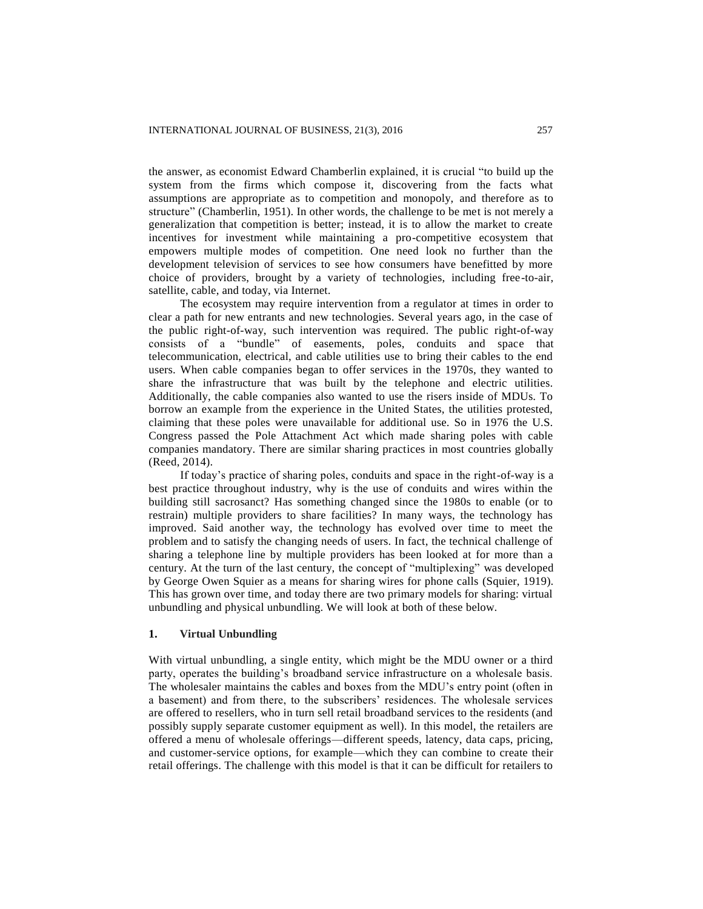the answer, as economist Edward Chamberlin explained, it is crucial "to build up the system from the firms which compose it, discovering from the facts what assumptions are appropriate as to competition and monopoly, and therefore as to structure" (Chamberlin, 1951). In other words, the challenge to be met is not merely a generalization that competition is better; instead, it is to allow the market to create incentives for investment while maintaining a pro-competitive ecosystem that empowers multiple modes of competition. One need look no further than the development television of services to see how consumers have benefitted by more choice of providers, brought by a variety of technologies, including free-to-air, satellite, cable, and today, via Internet.

The ecosystem may require intervention from a regulator at times in order to clear a path for new entrants and new technologies. Several years ago, in the case of the public right-of-way, such intervention was required. The public right-of-way consists of a "bundle" of easements, poles, conduits and space that telecommunication, electrical, and cable utilities use to bring their cables to the end users. When cable companies began to offer services in the 1970s, they wanted to share the infrastructure that was built by the telephone and electric utilities. Additionally, the cable companies also wanted to use the risers inside of MDUs. To borrow an example from the experience in the United States, the utilities protested, claiming that these poles were unavailable for additional use. So in 1976 the U.S. Congress passed the Pole Attachment Act which made sharing poles with cable companies mandatory. There are similar sharing practices in most countries globally (Reed, 2014).

If today's practice of sharing poles, conduits and space in the right-of-way is a best practice throughout industry, why is the use of conduits and wires within the building still sacrosanct? Has something changed since the 1980s to enable (or to restrain) multiple providers to share facilities? In many ways, the technology has improved. Said another way, the technology has evolved over time to meet the problem and to satisfy the changing needs of users. In fact, the technical challenge of sharing a telephone line by multiple providers has been looked at for more than a century. At the turn of the last century, the concept of "multiplexing" was developed by George Owen Squier as a means for sharing wires for phone calls (Squier, 1919). This has grown over time, and today there are two primary models for sharing: virtual unbundling and physical unbundling. We will look at both of these below.

## 1. Virtual Unbundling

With virtual unbundling, a single entity, which might be the MDU owner or a third party, operates the building's broadband service infrastructure on a wholesale basis. The wholesaler maintains the cables and boxes from the MDU's entry point (often in a basement) and from there, to the subscribers' residences. The wholesale services are offered to resellers, who in turn sell retail broadband services to the residents (and possibly supply separate customer equipment as well). In this model, the retailers are offered a menu of wholesale offerings—different speeds, latency, data caps, pricing, and customer-service options, for example—which they can combine to create their retail offerings. The challenge with this model is that it can be difficult for retailers to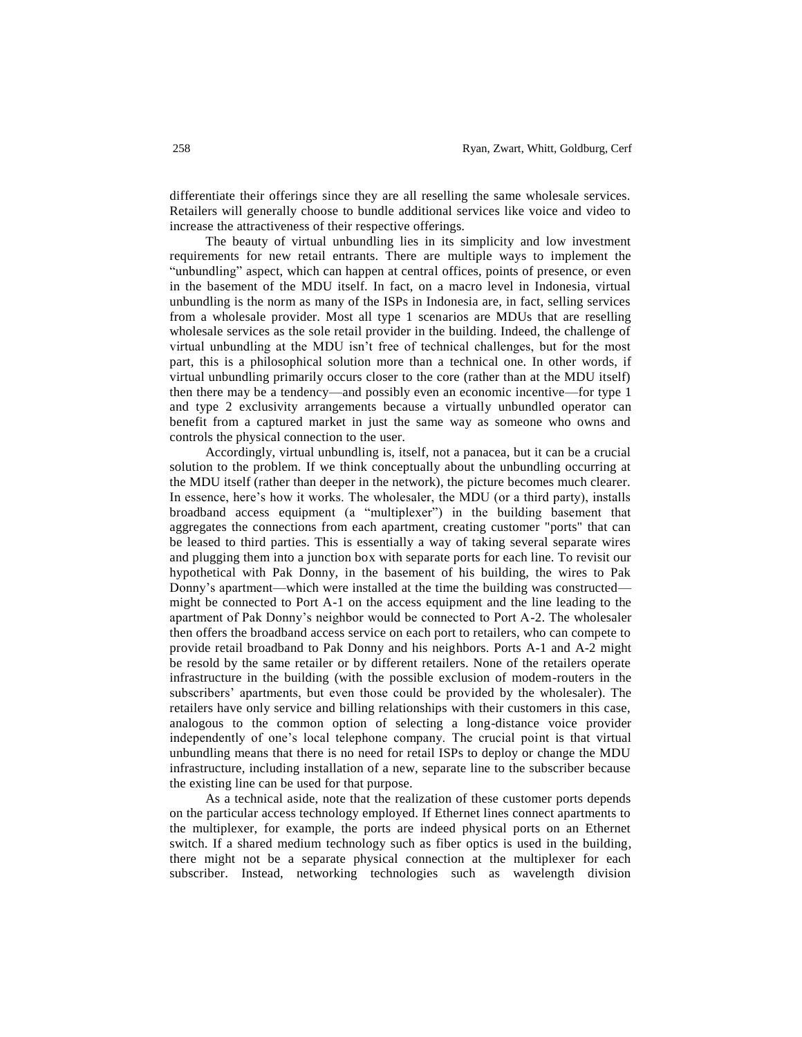differentiate their offerings since they are all reselling the same wholesale services. Retailers will generally choose to bundle additional services like voice and video to increase the attractiveness of their respective offerings.

The beauty of virtual unbundling lies in its simplicity and low investment requirements for new retail entrants. There are multiple ways to implement the "unbundling" aspect, which can happen at central offices, points of presence, or even in the basement of the MDU itself. In fact, on a macro level in Indonesia, virtual unbundling is the norm as many of the ISPs in Indonesia are, in fact, selling services from a wholesale provider. Most all type 1 scenarios are MDUs that are reselling wholesale services as the sole retail provider in the building. Indeed, the challenge of virtual unbundling at the MDU isn't free of technical challenges, but for the most part, this is a philosophical solution more than a technical one. In other words, if virtual unbundling primarily occurs closer to the core (rather than at the MDU itself) then there may be a tendency—and possibly even an economic incentive—for type 1 and type 2 exclusivity arrangements because a virtually unbundled operator can benefit from a captured market in just the same way as someone who owns and controls the physical connection to the user.

Accordingly, virtual unbundling is, itself, not a panacea, but it can be a crucial solution to the problem. If we think conceptually about the unbundling occurring at the MDU itself (rather than deeper in the network), the picture becomes much clearer. In essence, here's how it works. The wholesaler, the MDU (or a third party), installs broadband access equipment (a "multiplexer") in the building basement that aggregates the connections from each apartment, creating customer "ports" that can be leased to third parties. This is essentially a way of taking several separate wires and plugging them into a junction box with separate ports for each line. To revisit our hypothetical with Pak Donny, in the basement of his building, the wires to Pak Donny's apartment—which were installed at the time the building was constructed—might be connected to Port A-1 on the access equipment and the line leading to the apartment of Pak Donny's neighbor would be connected to Port A-2. The wholesaler then offers the broadband access service on each port to retailers, who can compete to provide retail broadband to Pak Donny and his neighbors. Ports A-1 and A-2 might be resold by the same retailer or by different retailers. None of the retailers operate infrastructure in the building (with the possible exclusion of modem-routers in the subscribers' apartments, but even those could be provided by the wholesaler). The retailers have only service and billing relationships with their customers in this case, analogous to the common option of selecting a long-distance voice provider independently of one's local telephone company. The crucial point is that virtual unbundling means that there is no need for retail ISPs to deploy or change the MDU infrastructure, including installation of a new, separate line to the subscriber because the existing line can be used for that purpose.

As a technical aside, note that the realization of these customer ports depends on the particular access technology employed. If Ethernet lines connect apartments to the multiplexer, for example, the ports are indeed physical ports on an Ethernet switch. If a shared medium technology such as fiber optics is used in the building, there might not be a separate physical connection at the multiplexer for each subscriber. Instead, networking technologies such as wavelength division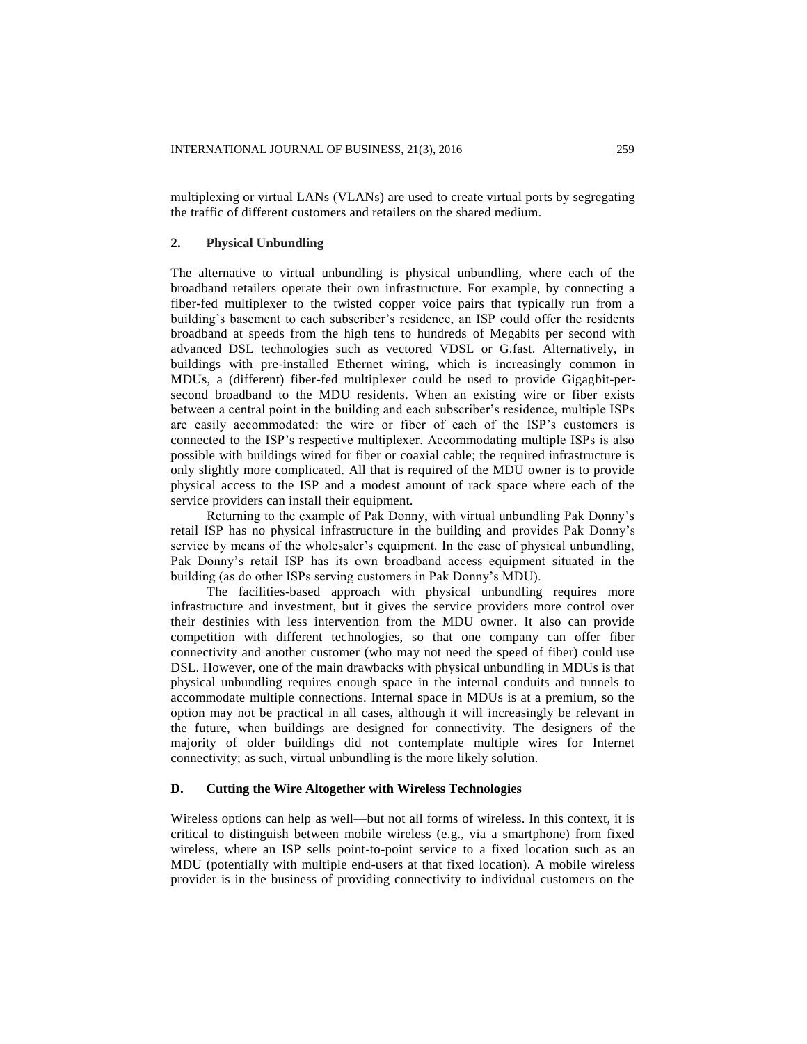multiplexing or virtual LANs (VLANs) are used to create virtual ports by segregating the traffic of different customers and retailers on the shared medium.

### 2. Physical Unbundling

The alternative to virtual unbundling is physical unbundling, where each of the broadband retailers operate their own infrastructure. For example, by connecting a fiber-fed multiplexer to the twisted copper voice pairs that typically run from a building's basement to each subscriber's residence, an ISP could offer the residents broadband at speeds from the high tens to hundreds of Megabits per second with advanced DSL technologies such as vectored VDSL or G.fast. Alternatively, in buildings with pre-installed Ethernet wiring, which is increasingly common in MDUs, a (different) fiber-fed multiplexer could be used to provide Gigagbit-per-second broadband to the MDU residents. When an existing wire or fiber exists between a central point in the building and each subscriber's residence, multiple ISPs are easily accommodated: the wire or fiber of each of the ISP's customers is connected to the ISP's respective multiplexer. Accommodating multiple ISPs is also possible with buildings wired for fiber or coaxial cable; the required infrastructure is only slightly more complicated. All that is required of the MDU owner is to provide physical access to the ISP and a modest amount of rack space where each of the service providers can install their equipment.

Returning to the example of Pak Donny, with virtual unbundling Pak Donny's retail ISP has no physical infrastructure in the building and provides Pak Donny's service by means of the wholesaler's equipment. In the case of physical unbundling, Pak Donny's retail ISP has its own broadband access equipment situated in the building (as do other ISPs serving customers in Pak Donny's MDU).

The facilities-based approach with physical unbundling requires more infrastructure and investment, but it gives the service providers more control over their destinies with less intervention from the MDU owner. It also can provide competition with different technologies, so that one company can offer fiber connectivity and another customer (who may not need the speed of fiber) could use DSL. However, one of the main drawbacks with physical unbundling in MDUs is that physical unbundling requires enough space in the internal conduits and tunnels to accommodate multiple connections. Internal space in MDUs is at a premium, so the option may not be practical in all cases, although it will increasingly be relevant in the future, when buildings are designed for connectivity. The designers of the majority of older buildings did not contemplate multiple wires for Internet connectivity; as such, virtual unbundling is the more likely solution.

## D. Cutting the Wire Altogether with Wireless Technologies

Wireless options can help as well—but not all forms of wireless. In this context, it is critical to distinguish between mobile wireless (e.g., via a smartphone) from fixed wireless, where an ISP sells point-to-point service to a fixed location such as an MDU (potentially with multiple end-users at that fixed location). A mobile wireless provider is in the business of providing connectivity to individual customers on the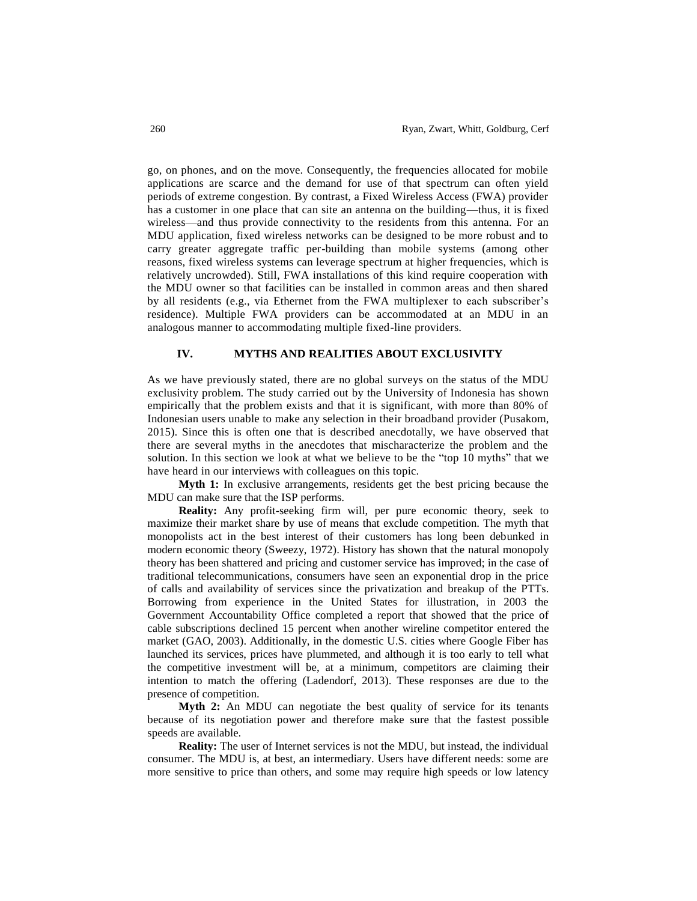go, on phones, and on the move. Consequently, the frequencies allocated for mobile applications are scarce and the demand for use of that spectrum can often yield periods of extreme congestion. By contrast, a Fixed Wireless Access (FWA) provider has a customer in one place that can site an antenna on the building—thus, it is fixed wireless—and thus provide connectivity to the residents from this antenna. For an MDU application, fixed wireless networks can be designed to be more robust and to carry greater aggregate traffic per-building than mobile systems (among other reasons, fixed wireless systems can leverage spectrum at higher frequencies, which is relatively uncrowded). Still, FWA installations of this kind require cooperation with the MDU owner so that facilities can be installed in common areas and then shared by all residents (e.g., via Ethernet from the FWA multiplexer to each subscriber's residence). Multiple FWA providers can be accommodated at an MDU in an analogous manner to accommodating multiple fixed-line providers.

## IV. MYTHS AND REALITIES ABOUT EXCLUSIVITY

As we have previously stated, there are no global surveys on the status of the MDU exclusivity problem. The study carried out by the University of Indonesia has shown empirically that the problem exists and that it is significant, with more than 80% of Indonesian users unable to make any selection in their broadband provider (Pusakom, 2015). Since this is often one that is described anecdotally, we have observed that there are several myths in the anecdotes that mischaracterize the problem and the solution. In this section we look at what we believe to be the "top 10 myths" that we have heard in our interviews with colleagues on this topic.

**Myth 1:** In exclusive arrangements, residents get the best pricing because the MDU can make sure that the ISP performs.

**Reality:** Any profit-seeking firm will, per pure economic theory, seek to maximize their market share by use of means that exclude competition. The myth that monopolists act in the best interest of their customers has long been debunked in modern economic theory (Sweezy, 1972). History has shown that the natural monopoly theory has been shattered and pricing and customer service has improved; in the case of traditional telecommunications, consumers have seen an exponential drop in the price of calls and availability of services since the privatization and breakup of the PTTs. Borrowing from experience in the United States for illustration, in 2003 the Government Accountability Office completed a report that showed that the price of cable subscriptions declined 15 percent when another wireline competitor entered the market (GAO, 2003). Additionally, in the domestic U.S. cities where Google Fiber has launched its services, prices have plummeted, and although it is too early to tell what the competitive investment will be, at a minimum, competitors are claiming their intention to match the offering (Ladendorf, 2013). These responses are due to the presence of competition.

**Myth 2:** An MDU can negotiate the best quality of service for its tenants because of its negotiation power and therefore make sure that the fastest possible speeds are available.

**Reality:** The user of Internet services is not the MDU, but instead, the individual consumer. The MDU is, at best, an intermediary. Users have different needs: some are more sensitive to price than others, and some may require high speeds or low latency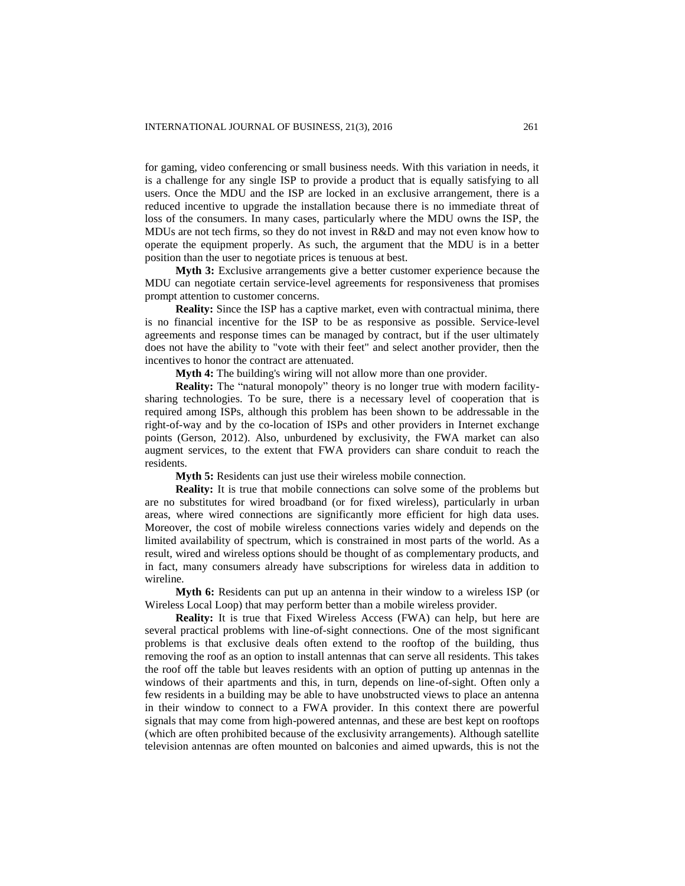for gaming, video conferencing or small business needs. With this variation in needs, it is a challenge for any single ISP to provide a product that is equally satisfying to all users. Once the MDU and the ISP are locked in an exclusive arrangement, there is a reduced incentive to upgrade the installation because there is no immediate threat of loss of the consumers. In many cases, particularly where the MDU owns the ISP, the MDUs are not tech firms, so they do not invest in R&D and may not even know how to operate the equipment properly. As such, the argument that the MDU is in a better position than the user to negotiate prices is tenuous at best.

**Myth 3:** Exclusive arrangements give a better customer experience because the MDU can negotiate certain service-level agreements for responsiveness that promises prompt attention to customer concerns.

**Reality:** Since the ISP has a captive market, even with contractual minima, there is no financial incentive for the ISP to be as responsive as possible. Service-level agreements and response times can be managed by contract, but if the user ultimately does not have the ability to "vote with their feet" and select another provider, then the incentives to honor the contract are attenuated.

**Myth 4:** The building's wiring will not allow more than one provider.

**Reality:** The "natural monopoly" theory is no longer true with modern facility-sharing technologies. To be sure, there is a necessary level of cooperation that is required among ISPs, although this problem has been shown to be addressable in the right-of-way and by the co-location of ISPs and other providers in Internet exchange points (Gerson, 2012). Also, unburdened by exclusivity, the FWA market can also augment services, to the extent that FWA providers can share conduit to reach the residents.

**Myth 5:** Residents can just use their wireless mobile connection.

**Reality:** It is true that mobile connections can solve some of the problems but are no substitutes for wired broadband (or for fixed wireless), particularly in urban areas, where wired connections are significantly more efficient for high data uses. Moreover, the cost of mobile wireless connections varies widely and depends on the limited availability of spectrum, which is constrained in most parts of the world. As a result, wired and wireless options should be thought of as complementary products, and in fact, many consumers already have subscriptions for wireless data in addition to wireline.

**Myth 6:** Residents can put up an antenna in their window to a wireless ISP (or Wireless Local Loop) that may perform better than a mobile wireless provider.

**Reality:** It is true that Fixed Wireless Access (FWA) can help, but here are several practical problems with line-of-sight connections. One of the most significant problems is that exclusive deals often extend to the rooftop of the building, thus removing the roof as an option to install antennas that can serve all residents. This takes the roof off the table but leaves residents with an option of putting up antennas in the windows of their apartments and this, in turn, depends on line-of-sight. Often only a few residents in a building may be able to have unobstructed views to place an antenna in their window to connect to a FWA provider. In this context there are powerful signals that may come from high-powered antennas, and these are best kept on rooftops (which are often prohibited because of the exclusivity arrangements). Although satellite television antennas are often mounted on balconies and aimed upwards, this is not the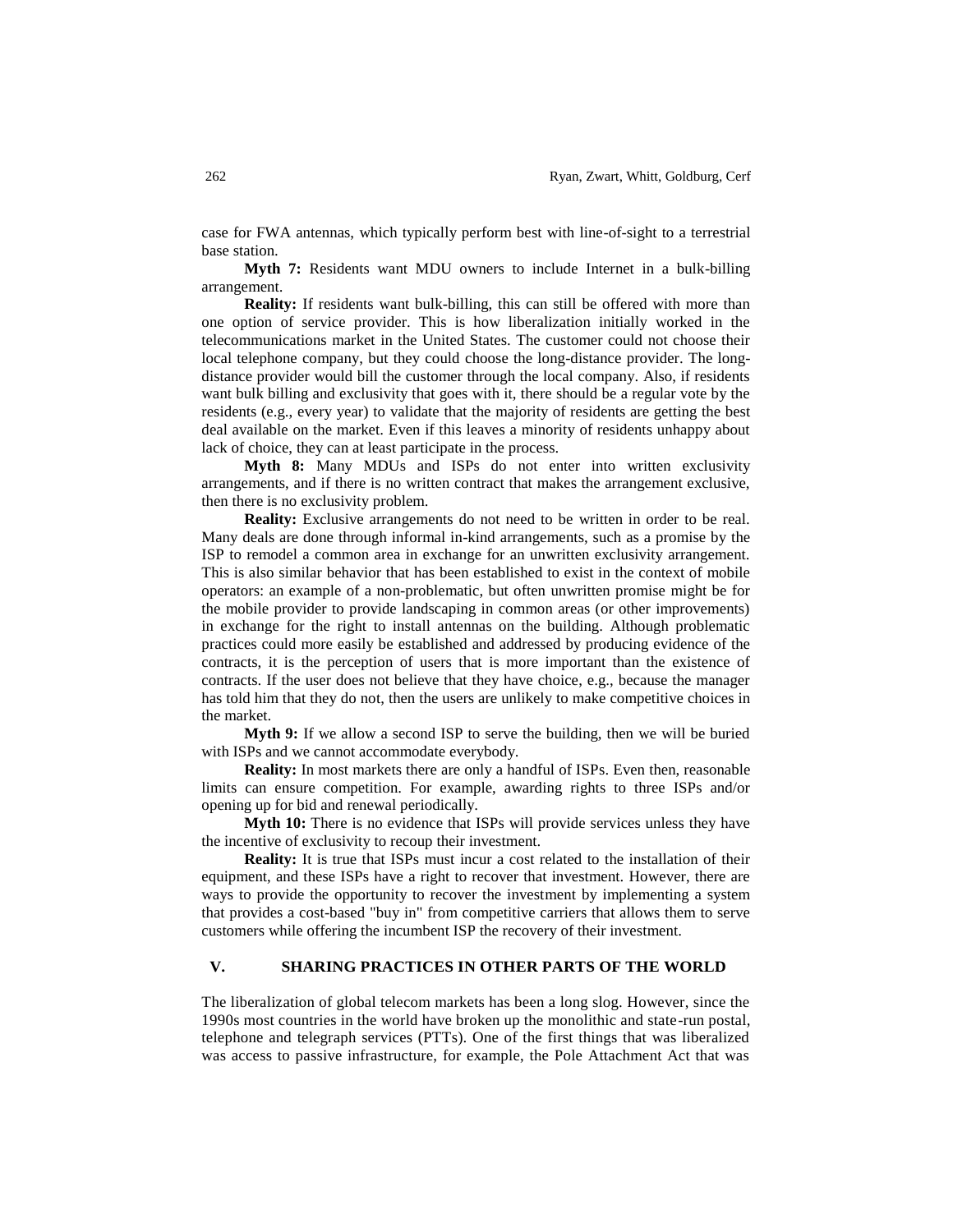case for FWA antennas, which typically perform best with line-of-sight to a terrestrial base station.

**Myth 7:** Residents want MDU owners to include Internet in a bulk-billing arrangement.

**Reality:** If residents want bulk-billing, this can still be offered with more than one option of service provider. This is how liberalization initially worked in the telecommunications market in the United States. The customer could not choose their local telephone company, but they could choose the long-distance provider. The long-distance provider would bill the customer through the local company. Also, if residents want bulk billing and exclusivity that goes with it, there should be a regular vote by the residents (e.g., every year) to validate that the majority of residents are getting the best deal available on the market. Even if this leaves a minority of residents unhappy about lack of choice, they can at least participate in the process.

**Myth 8:** Many MDUs and ISPs do not enter into written exclusivity arrangements, and if there is no written contract that makes the arrangement exclusive, then there is no exclusivity problem.

**Reality:** Exclusive arrangements do not need to be written in order to be real. Many deals are done through informal in-kind arrangements, such as a promise by the ISP to remodel a common area in exchange for an unwritten exclusivity arrangement. This is also similar behavior that has been established to exist in the context of mobile operators: an example of a non-problematic, but often unwritten promise might be for the mobile provider to provide landscaping in common areas (or other improvements) in exchange for the right to install antennas on the building. Although problematic practices could more easily be established and addressed by producing evidence of the contracts, it is the perception of users that is more important than the existence of contracts. If the user does not believe that they have choice, e.g., because the manager has told him that they do not, then the users are unlikely to make competitive choices in the market.

**Myth 9:** If we allow a second ISP to serve the building, then we will be buried with ISPs and we cannot accommodate everybody.

**Reality:** In most markets there are only a handful of ISPs. Even then, reasonable limits can ensure competition. For example, awarding rights to three ISPs and/or opening up for bid and renewal periodically.

**Myth 10:** There is no evidence that ISPs will provide services unless they have the incentive of exclusivity to recoup their investment.

**Reality:** It is true that ISPs must incur a cost related to the installation of their equipment, and these ISPs have a right to recover that investment. However, there are ways to provide the opportunity to recover the investment by implementing a system that provides a cost-based "buy in" from competitive carriers that allows them to serve customers while offering the incumbent ISP the recovery of their investment.

## V. SHARING PRACTICES IN OTHER PARTS OF THE WORLD

The liberalization of global telecom markets has been a long slog. However, since the 1990s most countries in the world have broken up the monolithic and state-run postal, telephone and telegraph services (PTTs). One of the first things that was liberalized was access to passive infrastructure, for example, the Pole Attachment Act that was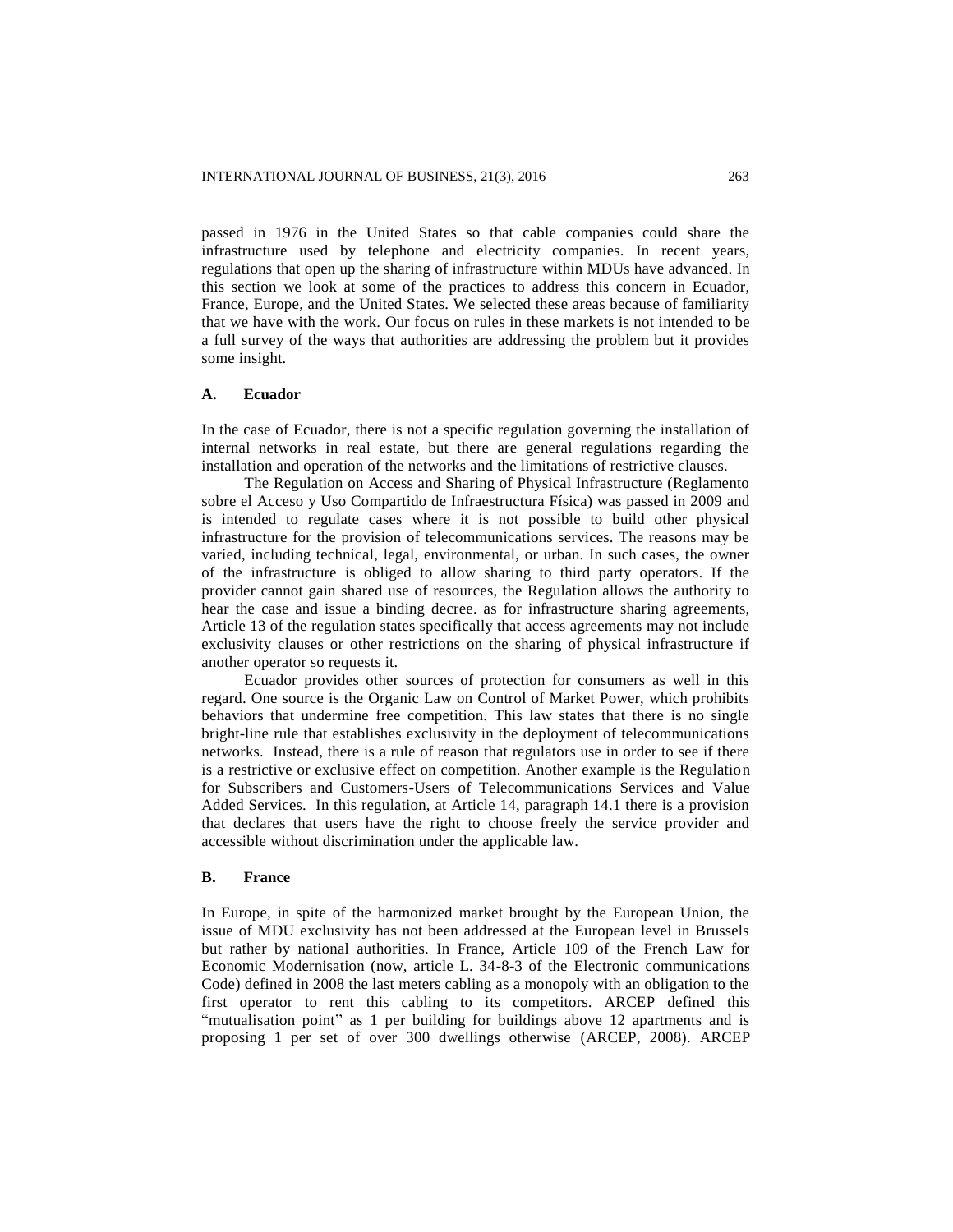passed in 1976 in the United States so that cable companies could share the infrastructure used by telephone and electricity companies. In recent years, regulations that open up the sharing of infrastructure within MDUs have advanced. In this section we look at some of the practices to address this concern in Ecuador, France, Europe, and the United States. We selected these areas because of familiarity that we have with the work. Our focus on rules in these markets is not intended to be a full survey of the ways that authorities are addressing the problem but it provides some insight.

### A. Ecuador

In the case of Ecuador, there is not a specific regulation governing the installation of internal networks in real estate, but there are general regulations regarding the installation and operation of the networks and the limitations of restrictive clauses.

The Regulation on Access and Sharing of Physical Infrastructure (Reglamento sobre el Acceso y Uso Compartido de Infraestructura Física) was passed in 2009 and is intended to regulate cases where it is not possible to build other physical infrastructure for the provision of telecommunications services. The reasons may be varied, including technical, legal, environmental, or urban. In such cases, the owner of the infrastructure is obliged to allow sharing to third party operators. If the provider cannot gain shared use of resources, the Regulation allows the authority to hear the case and issue a binding decree. as for infrastructure sharing agreements, Article 13 of the regulation states specifically that access agreements may not include exclusivity clauses or other restrictions on the sharing of physical infrastructure if another operator so requests it.

Ecuador provides other sources of protection for consumers as well in this regard. One source is the Organic Law on Control of Market Power, which prohibits behaviors that undermine free competition. This law states that there is no single bright-line rule that establishes exclusivity in the deployment of telecommunications networks. Instead, there is a rule of reason that regulators use in order to see if there is a restrictive or exclusive effect on competition. Another example is the Regulation for Subscribers and Customers-Users of Telecommunications Services and Value Added Services. In this regulation, at Article 14, paragraph 14.1 there is a provision that declares that users have the right to choose freely the service provider and accessible without discrimination under the applicable law.

### B. France

In Europe, in spite of the harmonized market brought by the European Union, the issue of MDU exclusivity has not been addressed at the European level in Brussels but rather by national authorities. In France, Article 109 of the French Law for Economic Modernisation (now, article L. 34-8-3 of the Electronic communications Code) defined in 2008 the last meters cabling as a monopoly with an obligation to the first operator to rent this cabling to its competitors. ARCEP defined this "mutualisation point" as 1 per building for buildings above 12 apartments and is proposing 1 per set of over 300 dwellings otherwise (ARCEP, 2008). ARCEP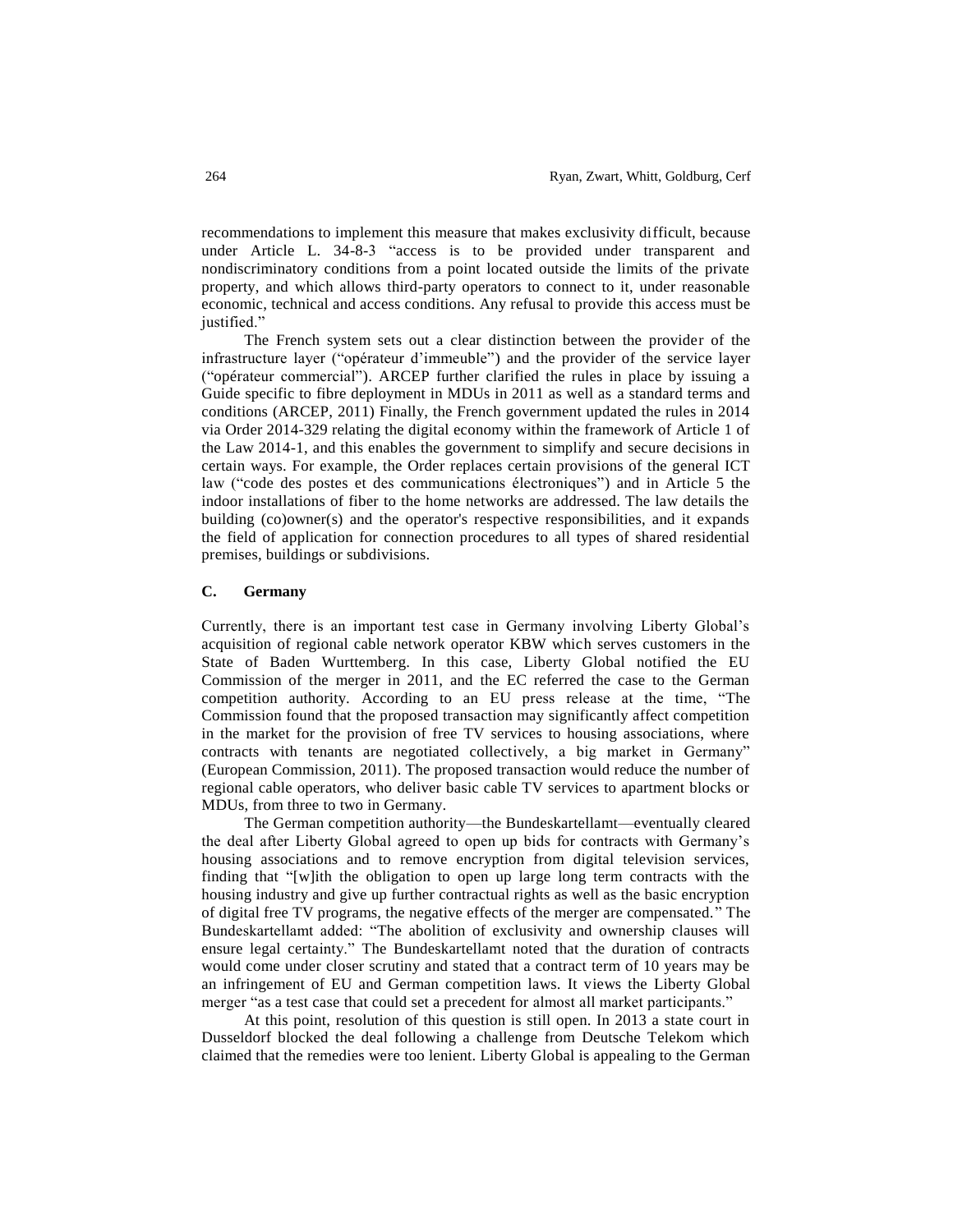recommendations to implement this measure that makes exclusivity difficult, because under Article L. 34-8-3 "access is to be provided under transparent and nondiscriminatory conditions from a point located outside the limits of the private property, and which allows third-party operators to connect to it, under reasonable economic, technical and access conditions. Any refusal to provide this access must be justified."

The French system sets out a clear distinction between the provider of the infrastructure layer ("opérateur d'immeuble") and the provider of the service layer ("opérateur commercial"). ARCEP further clarified the rules in place by issuing a Guide specific to fibre deployment in MDUs in 2011 as well as a standard terms and conditions (ARCEP, 2011) Finally, the French government updated the rules in 2014 via Order 2014-329 relating the digital economy within the framework of Article 1 of the Law 2014-1, and this enables the government to simplify and secure decisions in certain ways. For example, the Order replaces certain provisions of the general ICT law ("code des postes et des communications électroniques") and in Article 5 the indoor installations of fiber to the home networks are addressed. The law details the building (co)owner(s) and the operator's respective responsibilities, and it expands the field of application for connection procedures to all types of shared residential premises, buildings or subdivisions.

### C. Germany

Currently, there is an important test case in Germany involving Liberty Global's acquisition of regional cable network operator KBW which serves customers in the State of Baden Wurttemberg. In this case, Liberty Global notified the EU Commission of the merger in 2011, and the EC referred the case to the German competition authority. According to an EU press release at the time, "The Commission found that the proposed transaction may significantly affect competition in the market for the provision of free TV services to housing associations, where contracts with tenants are negotiated collectively, a big market in Germany" (European Commission, 2011). The proposed transaction would reduce the number of regional cable operators, who deliver basic cable TV services to apartment blocks or MDUs, from three to two in Germany.

The German competition authority—the Bundeskartellamt—eventually cleared the deal after Liberty Global agreed to open up bids for contracts with Germany's housing associations and to remove encryption from digital television services, finding that "[w]ith the obligation to open up large long term contracts with the housing industry and give up further contractual rights as well as the basic encryption of digital free TV programs, the negative effects of the merger are compensated." The Bundeskartellamt added: "The abolition of exclusivity and ownership clauses will ensure legal certainty." The Bundeskartellamt noted that the duration of contracts would come under closer scrutiny and stated that a contract term of 10 years may be an infringement of EU and German competition laws. It views the Liberty Global merger "as a test case that could set a precedent for almost all market participants."

At this point, resolution of this question is still open. In 2013 a state court in Dusseldorf blocked the deal following a challenge from Deutsche Telekom which claimed that the remedies were too lenient. Liberty Global is appealing to the German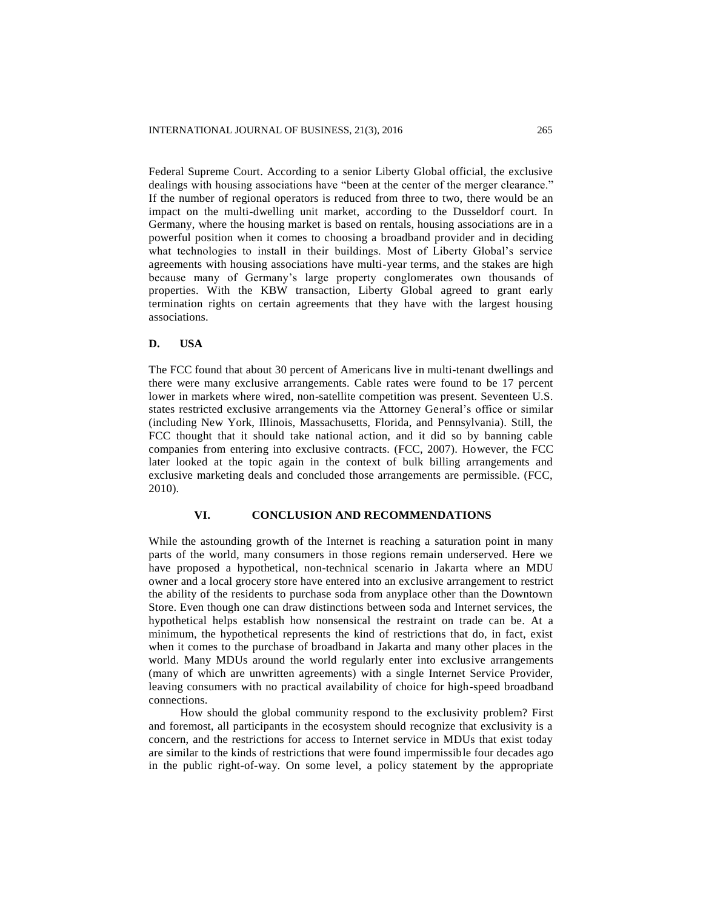Federal Supreme Court. According to a senior Liberty Global official, the exclusive dealings with housing associations have "been at the center of the merger clearance." If the number of regional operators is reduced from three to two, there would be an impact on the multi-dwelling unit market, according to the Dusseldorf court. In Germany, where the housing market is based on rentals, housing associations are in a powerful position when it comes to choosing a broadband provider and in deciding what technologies to install in their buildings. Most of Liberty Global's service agreements with housing associations have multi-year terms, and the stakes are high because many of Germany's large property conglomerates own thousands of properties. With the KBW transaction, Liberty Global agreed to grant early termination rights on certain agreements that they have with the largest housing associations.

### D. USA

The FCC found that about 30 percent of Americans live in multi-tenant dwellings and there were many exclusive arrangements. Cable rates were found to be 17 percent lower in markets where wired, non-satellite competition was present. Seventeen U.S. states restricted exclusive arrangements via the Attorney General's office or similar (including New York, Illinois, Massachusetts, Florida, and Pennsylvania). Still, the FCC thought that it should take national action, and it did so by banning cable companies from entering into exclusive contracts. (FCC, 2007). However, the FCC later looked at the topic again in the context of bulk billing arrangements and exclusive marketing deals and concluded those arrangements are permissible. (FCC, 2010).

## VI. CONCLUSION AND RECOMMENDATIONS

While the astounding growth of the Internet is reaching a saturation point in many parts of the world, many consumers in those regions remain underserved. Here we have proposed a hypothetical, non-technical scenario in Jakarta where an MDU owner and a local grocery store have entered into an exclusive arrangement to restrict the ability of the residents to purchase soda from anyplace other than the Downtown Store. Even though one can draw distinctions between soda and Internet services, the hypothetical helps establish how nonsensical the restraint on trade can be. At a minimum, the hypothetical represents the kind of restrictions that do, in fact, exist when it comes to the purchase of broadband in Jakarta and many other places in the world. Many MDUs around the world regularly enter into exclusive arrangements (many of which are unwritten agreements) with a single Internet Service Provider, leaving consumers with no practical availability of choice for high-speed broadband connections.

How should the global community respond to the exclusivity problem? First and foremost, all participants in the ecosystem should recognize that exclusivity is a concern, and the restrictions for access to Internet service in MDUs that exist today are similar to the kinds of restrictions that were found impermissible four decades ago in the public right-of-way. On some level, a policy statement by the appropriate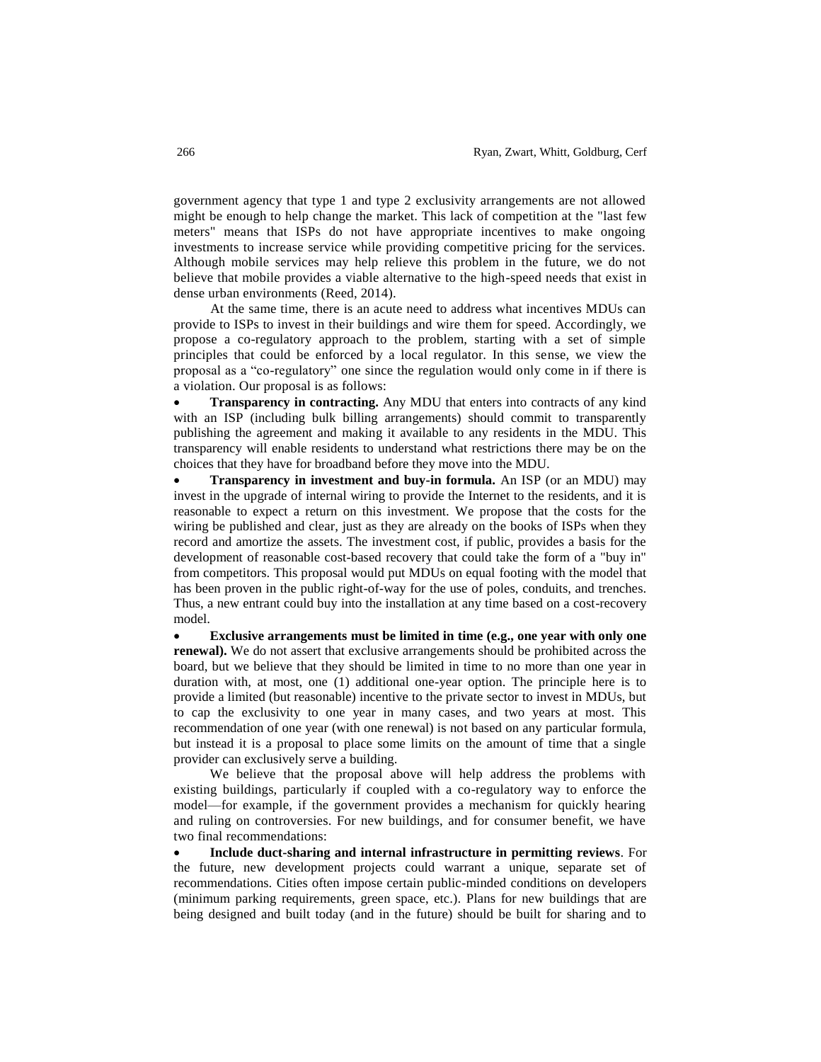government agency that type 1 and type 2 exclusivity arrangements are not allowed might be enough to help change the market. This lack of competition at the "last few meters" means that ISPs do not have appropriate incentives to make ongoing investments to increase service while providing competitive pricing for the services. Although mobile services may help relieve this problem in the future, we do not believe that mobile provides a viable alternative to the high-speed needs that exist in dense urban environments (Reed, 2014).

At the same time, there is an acute need to address what incentives MDUs can provide to ISPs to invest in their buildings and wire them for speed. Accordingly, we propose a co-regulatory approach to the problem, starting with a set of simple principles that could be enforced by a local regulator. In this sense, we view the proposal as a "co-regulatory" one since the regulation would only come in if there is a violation. Our proposal is as follows:

- **Transparency in contracting.** Any MDU that enters into contracts of any kind with an ISP (including bulk billing arrangements) should commit to transparently publishing the agreement and making it available to any residents in the MDU. This transparency will enable residents to understand what restrictions there may be on the choices that they have for broadband before they move into the MDU.
- **Transparency in investment and buy-in formula.** An ISP (or an MDU) may invest in the upgrade of internal wiring to provide the Internet to the residents, and it is reasonable to expect a return on this investment. We propose that the costs for the wiring be published and clear, just as they are already on the books of ISPs when they record and amortize the assets. The investment cost, if public, provides a basis for the development of reasonable cost-based recovery that could take the form of a "buy in" from competitors. This proposal would put MDUs on equal footing with the model that has been proven in the public right-of-way for the use of poles, conduits, and trenches. Thus, a new entrant could buy into the installation at any time based on a cost-recovery model.
- **Exclusive arrangements must be limited in time (e.g., one year with only one renewal).** We do not assert that exclusive arrangements should be prohibited across the board, but we believe that they should be limited in time to no more than one year in duration with, at most, one (1) additional one-year option. The principle here is to provide a limited (but reasonable) incentive to the private sector to invest in MDUs, but to cap the exclusivity to one year in many cases, and two years at most. This recommendation of one year (with one renewal) is not based on any particular formula, but instead it is a proposal to place some limits on the amount of time that a single provider can exclusively serve a building.

We believe that the proposal above will help address the problems with existing buildings, particularly if coupled with a co-regulatory way to enforce the model—for example, if the government provides a mechanism for quickly hearing and ruling on controversies. For new buildings, and for consumer benefit, we have two final recommendations:

- **Include duct-sharing and internal infrastructure in permitting reviews**. For the future, new development projects could warrant a unique, separate set of recommendations. Cities often impose certain public-minded conditions on developers (minimum parking requirements, green space, etc.). Plans for new buildings that are being designed and built today (and in the future) should be built for sharing and to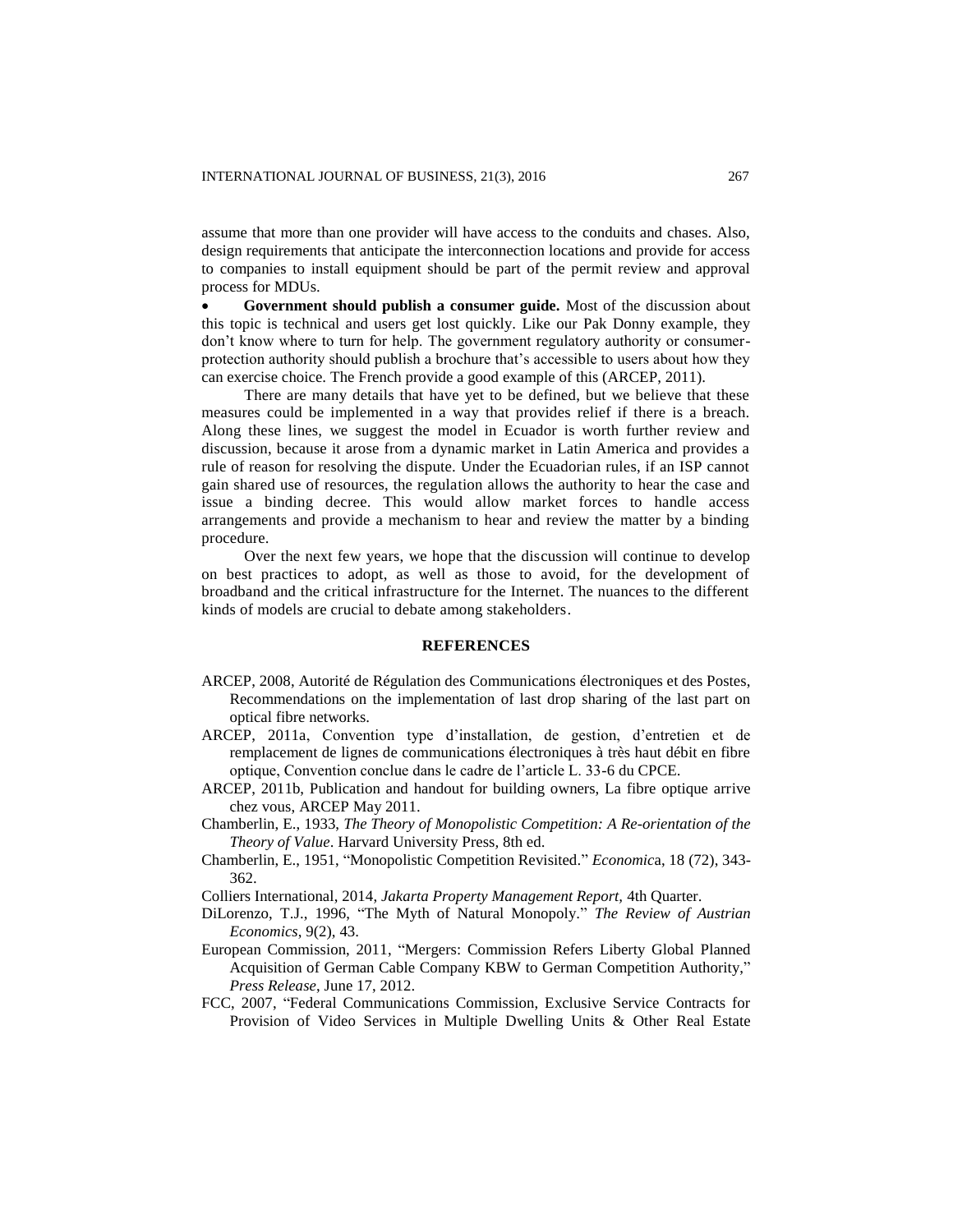assume that more than one provider will have access to the conduits and chases. Also, design requirements that anticipate the interconnection locations and provide for access to companies to install equipment should be part of the permit review and approval process for MDUs.

- **Government should publish a consumer guide.** Most of the discussion about this topic is technical and users get lost quickly. Like our Pak Donny example, they don't know where to turn for help. The government regulatory authority or consumer-protection authority should publish a brochure that's accessible to users about how they can exercise choice. The French provide a good example of this (ARCEP, 2011).

There are many details that have yet to be defined, but we believe that these measures could be implemented in a way that provides relief if there is a breach. Along these lines, we suggest the model in Ecuador is worth further review and discussion, because it arose from a dynamic market in Latin America and provides a rule of reason for resolving the dispute. Under the Ecuadorian rules, if an ISP cannot gain shared use of resources, the regulation allows the authority to hear the case and issue a binding decree. This would allow market forces to handle access arrangements and provide a mechanism to hear and review the matter by a binding procedure.

Over the next few years, we hope that the discussion will continue to develop on best practices to adopt, as well as those to avoid, for the development of broadband and the critical infrastructure for the Internet. The nuances to the different kinds of models are crucial to debate among stakeholders.

## REFERENCES

ARCEP, 2008, Autorité de Régulation des Communications électroniques et des Postes, Recommendations on the implementation of last drop sharing of the last part on optical fibre networks.

ARCEP, 2011a, Convention type d'installation, de gestion, d'entretien et de remplacement de lignes de communications électroniques à très haut débit en fibre optique, Convention conclue dans le cadre de l'article L. 33-6 du CPCE.

ARCEP, 2011b, Publication and handout for building owners, La fibre optique arrive chez vous, ARCEP May 2011.

Chamberlin, E., 1933, *The Theory of Monopolistic Competition: A Re-orientation of the Theory of Value*. Harvard University Press, 8th ed.

Chamberlin, E., 1951, "Monopolistic Competition Revisited." *Economica*, 18 (72), 343-362.

Colliers International, 2014, *Jakarta Property Management Report,* 4th Quarter.

DiLorenzo, T.J., 1996, "The Myth of Natural Monopoly." *The Review of Austrian Economics*, 9(2), 43.

European Commission, 2011, "Mergers: Commission Refers Liberty Global Planned Acquisition of German Cable Company KBW to German Competition Authority," *Press Release*, June 17, 2012.

FCC, 2007, "Federal Communications Commission, Exclusive Service Contracts for Provision of Video Services in Multiple Dwelling Units & Other Real Estate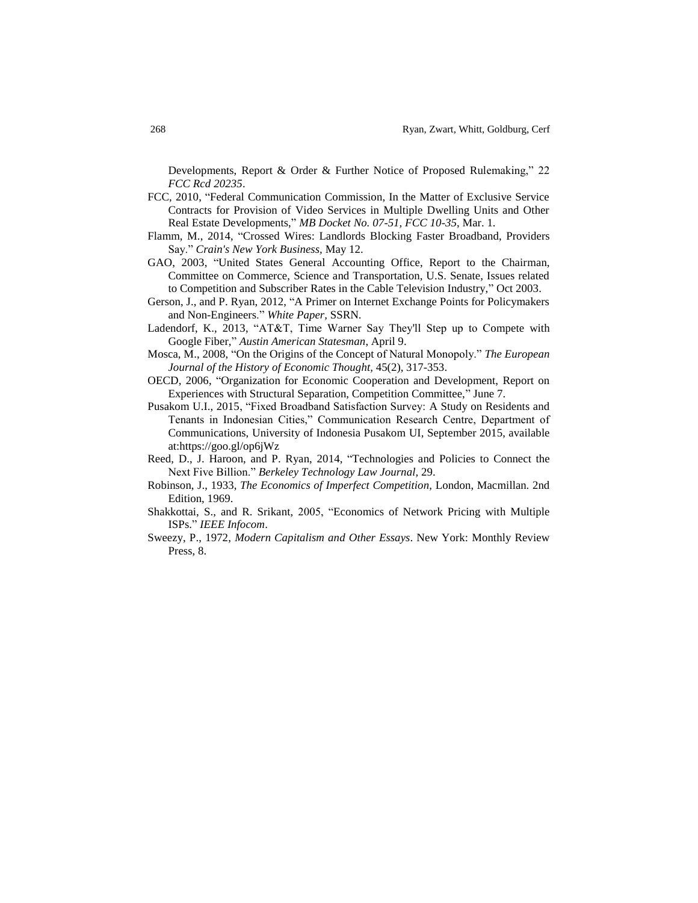Developments, Report & Order & Further Notice of Proposed Rulemaking," 22 *FCC Rcd 20235*.

FCC, 2010, "Federal Communication Commission, In the Matter of Exclusive Service Contracts for Provision of Video Services in Multiple Dwelling Units and Other Real Estate Developments," *MB Docket No. 07-51, FCC 10-35*, Mar. 1.

Flamm, M., 2014, "Crossed Wires: Landlords Blocking Faster Broadband, Providers Say." *Crain's New York Business,* May 12.

GAO, 2003, "United States General Accounting Office, Report to the Chairman, Committee on Commerce, Science and Transportation, U.S. Senate, Issues related to Competition and Subscriber Rates in the Cable Television Industry," Oct 2003.

Gerson, J., and P. Ryan, 2012, "A Primer on Internet Exchange Points for Policymakers and Non-Engineers." *White Paper,* SSRN.

Ladendorf, K., 2013, "AT&T, Time Warner Say They'll Step up to Compete with Google Fiber," *Austin American Statesman,* April 9.

Mosca, M., 2008, "On the Origins of the Concept of Natural Monopoly." *The European Journal of the History of Economic Thought,* 45(2), 317-353.

OECD, 2006, "Organization for Economic Cooperation and Development, Report on Experiences with Structural Separation, Competition Committee," June 7.

Pusakom U.I., 2015, "Fixed Broadband Satisfaction Survey: A Study on Residents and Tenants in Indonesian Cities," Communication Research Centre, Department of Communications, University of Indonesia Pusakom UI, September 2015, available at:https://goo.gl/op6jWz

Reed, D., J. Haroon, and P. Ryan, 2014, "Technologies and Policies to Connect the Next Five Billion." *Berkeley Technology Law Journal,* 29.

Robinson, J., 1933, *The Economics of Imperfect Competition,* London, Macmillan. 2nd Edition, 1969.

Shakkottai, S., and R. Srikant, 2005, "Economics of Network Pricing with Multiple ISPs." *IEEE Infocom*.

Sweezy, P., 1972, *Modern Capitalism and Other Essays*. New York: Monthly Review Press, 8.